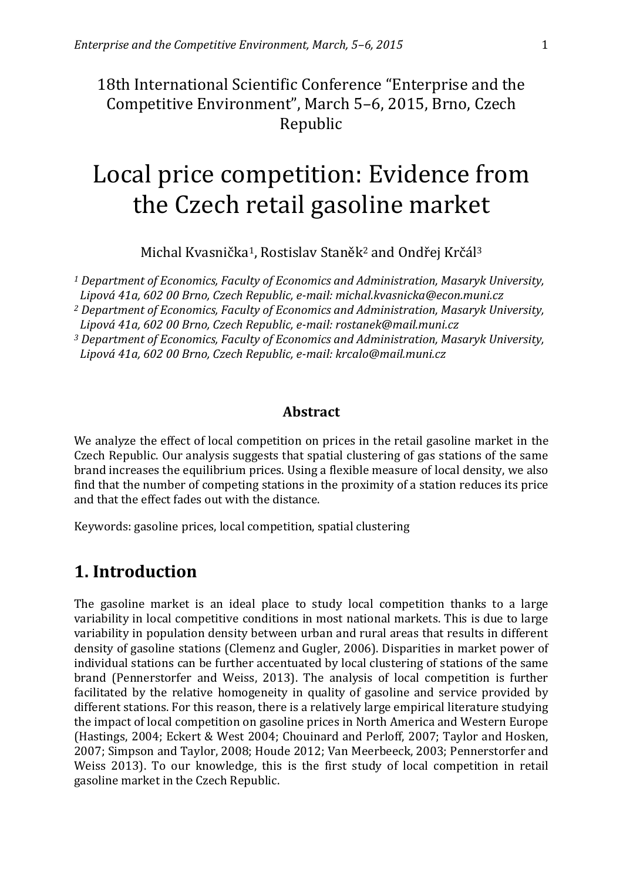18th International Scientific Conference "Enterprise and the Competitive Environment", March 5–6, 2015, Brno, Czech Republic

# Local price competition: Evidence from the Czech retail gasoline market

Michal Kvasnička[1], Rostislav Staněk[2] and Ondřej Krčál[3]

*[1] Department of Economics, Faculty of Economics and Administration, Masaryk University, Lipová 41a, 602 00 Brno, Czech Republic, e-mail: michal.kvasnicka@econ.muni.cz*
*[2] Department of Economics, Faculty of Economics and Administration, Masaryk University, Lipová 41a, 602 00 Brno, Czech Republic, e-mail: rostanek@mail.muni.cz*
*[3] Department of Economics, Faculty of Economics and Administration, Masaryk University, Lipová 41a, 602 00 Brno, Czech Republic, e-mail: krcalo@mail.muni.cz*

### Abstract

We analyze the effect of local competition on prices in the retail gasoline market in the Czech Republic. Our analysis suggests that spatial clustering of gas stations of the same brand increases the equilibrium prices. Using a flexible measure of local density, we also find that the number of competing stations in the proximity of a station reduces its price and that the effect fades out with the distance.

Keywords: gasoline prices, local competition, spatial clustering

## 1. Introduction

The gasoline market is an ideal place to study local competition thanks to a large variability in local competitive conditions in most national markets. This is due to large variability in population density between urban and rural areas that results in different density of gasoline stations (Clemenz and Gugler, 2006). Disparities in market power of individual stations can be further accentuated by local clustering of stations of the same brand (Pennerstorfer and Weiss, 2013). The analysis of local competition is further facilitated by the relative homogeneity in quality of gasoline and service provided by different stations. For this reason, there is a relatively large empirical literature studying the impact of local competition on gasoline prices in North America and Western Europe (Hastings, 2004; Eckert & West 2004; Chouinard and Perloff, 2007; Taylor and Hosken, 2007; Simpson and Taylor, 2008; Houde 2012; Van Meerbeeck, 2003; Pennerstorfer and Weiss 2013). To our knowledge, this is the first study of local competition in retail gasoline market in the Czech Republic.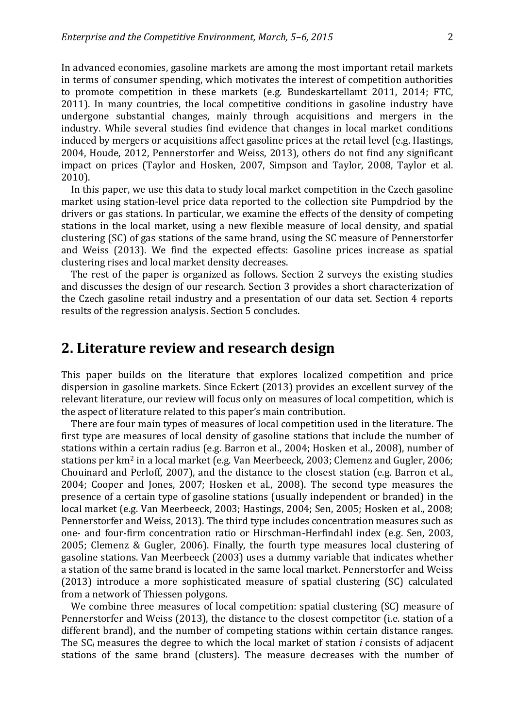In advanced economies, gasoline markets are among the most important retail markets in terms of consumer spending, which motivates the interest of competition authorities to promote competition in these markets (e.g. Bundeskartellamt 2011, 2014; FTC, 2011). In many countries, the local competitive conditions in gasoline industry have undergone substantial changes, mainly through acquisitions and mergers in the industry. While several studies find evidence that changes in local market conditions induced by mergers or acquisitions affect gasoline prices at the retail level (e.g. Hastings, 2004, Houde, 2012, Pennerstorfer and Weiss, 2013), others do not find any significant impact on prices (Taylor and Hosken, 2007, Simpson and Taylor, 2008, Taylor et al. 2010).

In this paper, we use this data to study local market competition in the Czech gasoline market using station-level price data reported to the collection site Pumpdriod by the drivers or gas stations. In particular, we examine the effects of the density of competing stations in the local market, using a new flexible measure of local density, and spatial clustering (SC) of gas stations of the same brand, using the SC measure of Pennerstorfer and Weiss (2013). We find the expected effects: Gasoline prices increase as spatial clustering rises and local market density decreases.

The rest of the paper is organized as follows. Section 2 surveys the existing studies and discusses the design of our research. Section 3 provides a short characterization of the Czech gasoline retail industry and a presentation of our data set. Section 4 reports results of the regression analysis. Section 5 concludes.

## 2. Literature review and research design

This paper builds on the literature that explores localized competition and price dispersion in gasoline markets. Since Eckert (2013) provides an excellent survey of the relevant literature, our review will focus only on measures of local competition, which is the aspect of literature related to this paper's main contribution.

There are four main types of measures of local competition used in the literature. The first type are measures of local density of gasoline stations that include the number of stations within a certain radius (e.g. Barron et al., 2004; Hosken et al., 2008), number of stations per km$^2$ in a local market (e.g. Van Meerbeeck, 2003; Clemenz and Gugler, 2006; Chouinard and Perloff, 2007), and the distance to the closest station (e.g. Barron et al., 2004; Cooper and Jones, 2007; Hosken et al., 2008). The second type measures the presence of a certain type of gasoline stations (usually independent or branded) in the local market (e.g. Van Meerbeeck, 2003; Hastings, 2004; Sen, 2005; Hosken et al., 2008; Pennerstorfer and Weiss, 2013). The third type includes concentration measures such as one- and four-firm concentration ratio or Hirschman-Herfindahl index (e.g. Sen, 2003, 2005; Clemenz & Gugler, 2006). Finally, the fourth type measures local clustering of gasoline stations. Van Meerbeeck (2003) uses a dummy variable that indicates whether a station of the same brand is located in the same local market. Pennerstorfer and Weiss (2013) introduce a more sophisticated measure of spatial clustering (SC) calculated from a network of Thiessen polygons.

We combine three measures of local competition: spatial clustering (SC) measure of Pennerstorfer and Weiss (2013), the distance to the closest competitor (i.e. station of a different brand), and the number of competing stations within certain distance ranges. The $SC_i$ measures the degree to which the local market of station $i$ consists of adjacent stations of the same brand (clusters). The measure decreases with the number of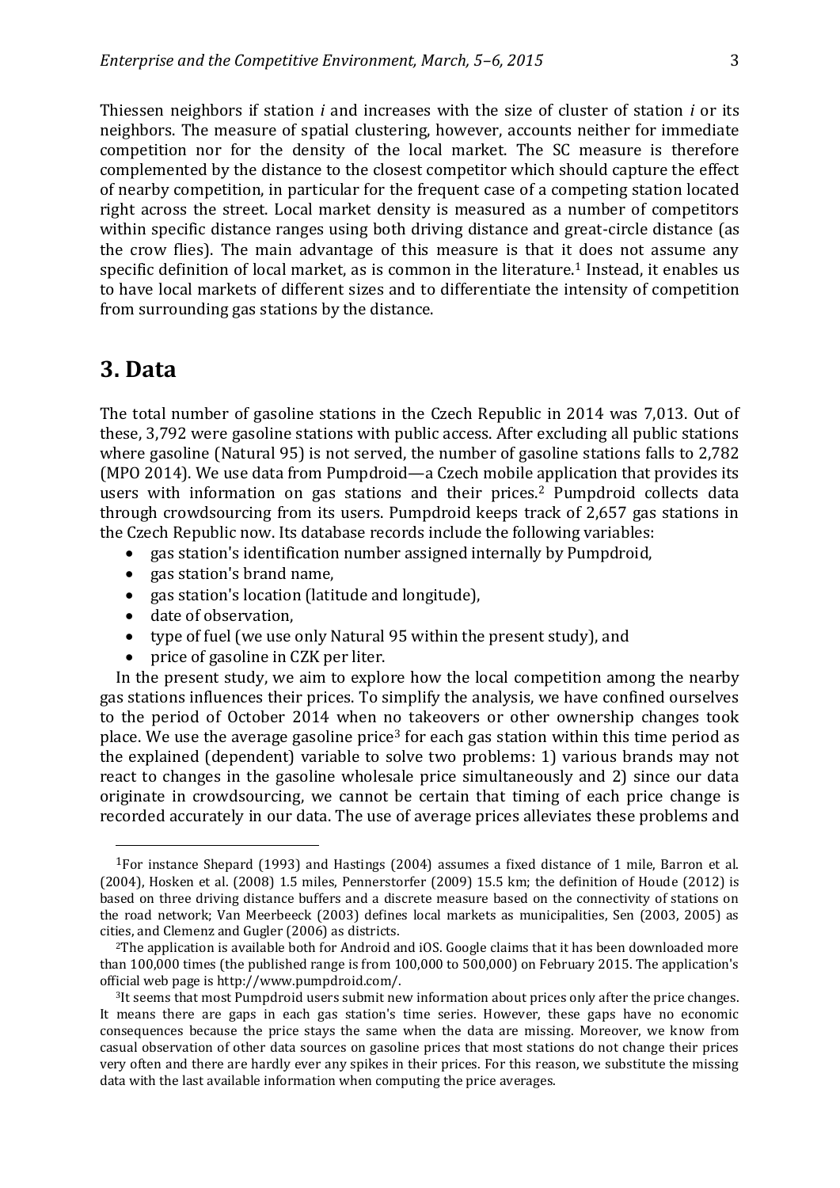Thiessen neighbors if station *i* and increases with the size of cluster of station *i* or its neighbors. The measure of spatial clustering, however, accounts neither for immediate competition nor for the density of the local market. The SC measure is therefore complemented by the distance to the closest competitor which should capture the effect of nearby competition, in particular for the frequent case of a competing station located right across the street. Local market density is measured as a number of competitors within specific distance ranges using both driving distance and great-circle distance (as the crow flies). The main advantage of this measure is that it does not assume any specific definition of local market, as is common in the literature.[1] Instead, it enables us to have local markets of different sizes and to differentiate the intensity of competition from surrounding gas stations by the distance.

## 3. Data

The total number of gasoline stations in the Czech Republic in 2014 was 7,013. Out of these, 3,792 were gasoline stations with public access. After excluding all public stations where gasoline (Natural 95) is not served, the number of gasoline stations falls to 2,782 (MPO 2014). We use data from Pumpdroid—a Czech mobile application that provides its users with information on gas stations and their prices.[2] Pumpdroid collects data through crowdsourcing from its users. Pumpdroid keeps track of 2,657 gas stations in the Czech Republic now. Its database records include the following variables:

- gas station's identification number assigned internally by Pumpdroid,
- gas station's brand name,
- gas station's location (latitude and longitude),
- date of observation,
- type of fuel (we use only Natural 95 within the present study), and
- price of gasoline in CZK per liter.

In the present study, we aim to explore how the local competition among the nearby gas stations influences their prices. To simplify the analysis, we have confined ourselves to the period of October 2014 when no takeovers or other ownership changes took place. We use the average gasoline price[3] for each gas station within this time period as the explained (dependent) variable to solve two problems: 1) various brands may not react to changes in the gasoline wholesale price simultaneously and 2) since our data originate in crowdsourcing, we cannot be certain that timing of each price change is recorded accurately in our data. The use of average prices alleviates these problems and

---

[1] For instance Shepard (1993) and Hastings (2004) assumes a fixed distance of 1 mile, Barron et al. (2004), Hosken et al. (2008) 1.5 miles, Pennerstorfer (2009) 15.5 km; the definition of Houde (2012) is based on three driving distance buffers and a discrete measure based on the connectivity of stations on the road network; Van Meerbeeck (2003) defines local markets as municipalities, Sen (2003, 2005) as cities, and Clemenz and Gugler (2006) as districts.

[2] The application is available both for Android and iOS. Google claims that it has been downloaded more than 100,000 times (the published range is from 100,000 to 500,000) on February 2015. The application's official web page is http://www.pumpdroid.com/.

[3] It seems that most Pumpdroid users submit new information about prices only after the price changes. It means there are gaps in each gas station's time series. However, these gaps have no economic consequences because the price stays the same when the data are missing. Moreover, we know from casual observation of other data sources on gasoline prices that most stations do not change their prices very often and there are hardly ever any spikes in their prices. For this reason, we substitute the missing data with the last available information when computing the price averages.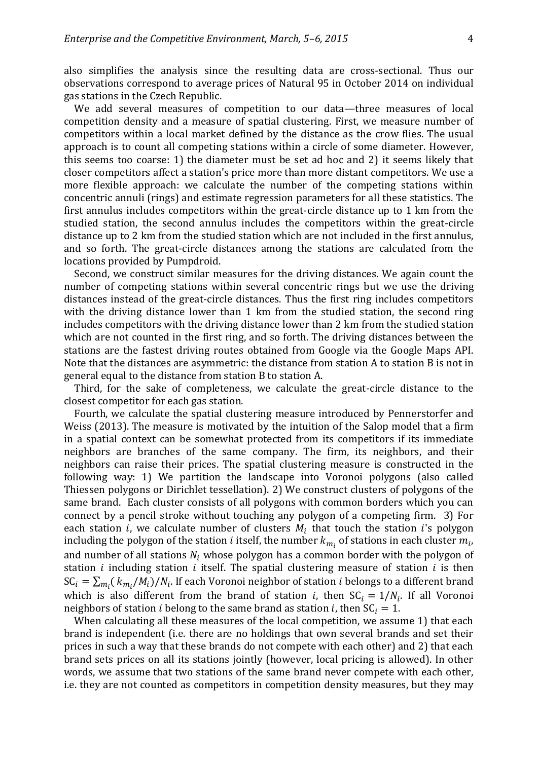also simplifies the analysis since the resulting data are cross-sectional. Thus our observations correspond to average prices of Natural 95 in October 2014 on individual gas stations in the Czech Republic.

We add several measures of competition to our data—three measures of local competition density and a measure of spatial clustering. First, we measure number of competitors within a local market defined by the distance as the crow flies. The usual approach is to count all competing stations within a circle of some diameter. However, this seems too coarse: 1) the diameter must be set ad hoc and 2) it seems likely that closer competitors affect a station's price more than more distant competitors. We use a more flexible approach: we calculate the number of the competing stations within concentric annuli (rings) and estimate regression parameters for all these statistics. The first annulus includes competitors within the great-circle distance up to 1 km from the studied station, the second annulus includes the competitors within the great-circle distance up to 2 km from the studied station which are not included in the first annulus, and so forth. The great-circle distances among the stations are calculated from the locations provided by Pumpdroid.

Second, we construct similar measures for the driving distances. We again count the number of competing stations within several concentric rings but we use the driving distances instead of the great-circle distances. Thus the first ring includes competitors with the driving distance lower than 1 km from the studied station, the second ring includes competitors with the driving distance lower than 2 km from the studied station which are not counted in the first ring, and so forth. The driving distances between the stations are the fastest driving routes obtained from Google via the Google Maps API. Note that the distances are asymmetric: the distance from station A to station B is not in general equal to the distance from station B to station A.

Third, for the sake of completeness, we calculate the great-circle distance to the closest competitor for each gas station.

Fourth, we calculate the spatial clustering measure introduced by Pennerstorfer and Weiss (2013). The measure is motivated by the intuition of the Salop model that a firm in a spatial context can be somewhat protected from its competitors if its immediate neighbors are branches of the same company. The firm, its neighbors, and their neighbors can raise their prices. The spatial clustering measure is constructed in the following way: 1) We partition the landscape into Voronoi polygons (also called Thiessen polygons or Dirichlet tessellation). 2) We construct clusters of polygons of the same brand. Each cluster consists of all polygons with common borders which you can connect by a pencil stroke without touching any polygon of a competing firm. 3) For each station $i$, we calculate number of clusters $M_i$ that touch the station $i$'s polygon including the polygon of the station $i$ itself, the number $k_{m_i}$ of stations in each cluster $m_i$, and number of all stations $N_i$ whose polygon has a common border with the polygon of station $i$ including station $i$ itself. The spatial clustering measure of station $i$ is then $\mathrm{SC}_i = \sum_{m_i}(k_{m_i}/M_i)/N_i$. If each Voronoi neighbor of station $i$ belongs to a different brand which is also different from the brand of station $i$, then $\mathrm{SC}_i = 1/N_i$. If all Voronoi neighbors of station $i$ belong to the same brand as station $i$, then $\mathrm{SC}_i = 1$.

When calculating all these measures of the local competition, we assume 1) that each brand is independent (i.e. there are no holdings that own several brands and set their prices in such a way that these brands do not compete with each other) and 2) that each brand sets prices on all its stations jointly (however, local pricing is allowed). In other words, we assume that two stations of the same brand never compete with each other, i.e. they are not counted as competitors in competition density measures, but they may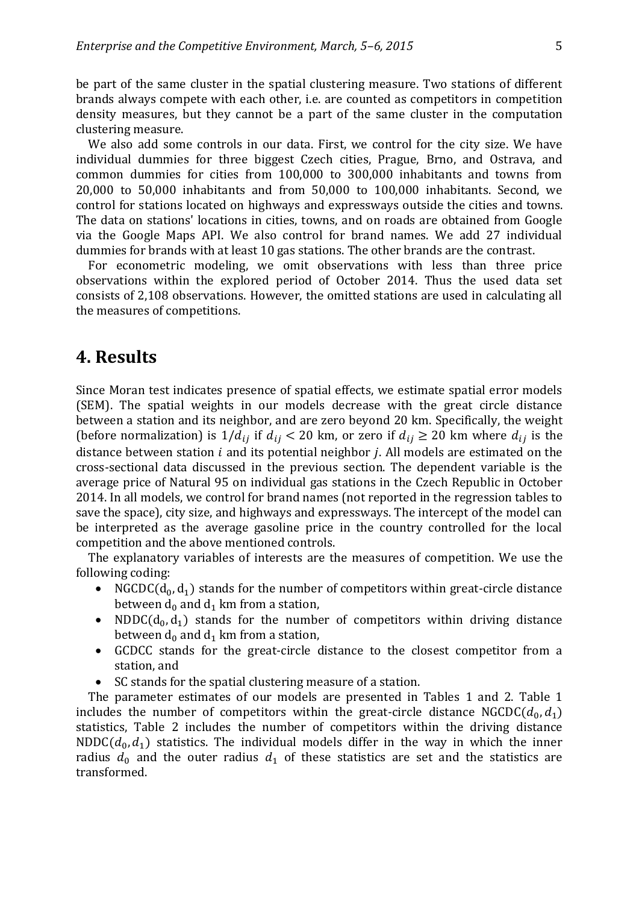be part of the same cluster in the spatial clustering measure. Two stations of different brands always compete with each other, i.e. are counted as competitors in competition density measures, but they cannot be a part of the same cluster in the computation clustering measure.

We also add some controls in our data. First, we control for the city size. We have individual dummies for three biggest Czech cities, Prague, Brno, and Ostrava, and common dummies for cities from 100,000 to 300,000 inhabitants and towns from 20,000 to 50,000 inhabitants and from 50,000 to 100,000 inhabitants. Second, we control for stations located on highways and expressways outside the cities and towns. The data on stations' locations in cities, towns, and on roads are obtained from Google via the Google Maps API. We also control for brand names. We add 27 individual dummies for brands with at least 10 gas stations. The other brands are the contrast.

For econometric modeling, we omit observations with less than three price observations within the explored period of October 2014. Thus the used data set consists of 2,108 observations. However, the omitted stations are used in calculating all the measures of competitions.

# 4. Results

Since Moran test indicates presence of spatial effects, we estimate spatial error models (SEM). The spatial weights in our models decrease with the great circle distance between a station and its neighbor, and are zero beyond 20 km. Specifically, the weight (before normalization) is $1/d_{ij}$ if $d_{ij} < 20$ km, or zero if $d_{ij} \geq 20$ km where $d_{ij}$ is the distance between station $i$ and its potential neighbor $j$. All models are estimated on the cross-sectional data discussed in the previous section. The dependent variable is the average price of Natural 95 on individual gas stations in the Czech Republic in October 2014. In all models, we control for brand names (not reported in the regression tables to save the space), city size, and highways and expressways. The intercept of the model can be interpreted as the average gasoline price in the country controlled for the local competition and the above mentioned controls.

The explanatory variables of interests are the measures of competition. We use the following coding:

- $\mathrm{NGCDC}(\mathrm{d}_0, \mathrm{d}_1)$ stands for the number of competitors within great-circle distance between $\mathrm{d}_0$ and $\mathrm{d}_1$ km from a station,
- $\mathrm{NDDC}(\mathrm{d}_0, \mathrm{d}_1)$ stands for the number of competitors within driving distance between $\mathrm{d}_0$ and $\mathrm{d}_1$ km from a station,
- GCDCC stands for the great-circle distance to the closest competitor from a station, and
- SC stands for the spatial clustering measure of a station.

The parameter estimates of our models are presented in Tables 1 and 2. Table 1 includes the number of competitors within the great-circle distance $\mathrm{NGCDC}(d_0, d_1)$ statistics, Table 2 includes the number of competitors within the driving distance $\mathrm{NDDC}(d_0, d_1)$ statistics. The individual models differ in the way in which the inner radius $d_0$ and the outer radius $d_1$ of these statistics are set and the statistics are transformed.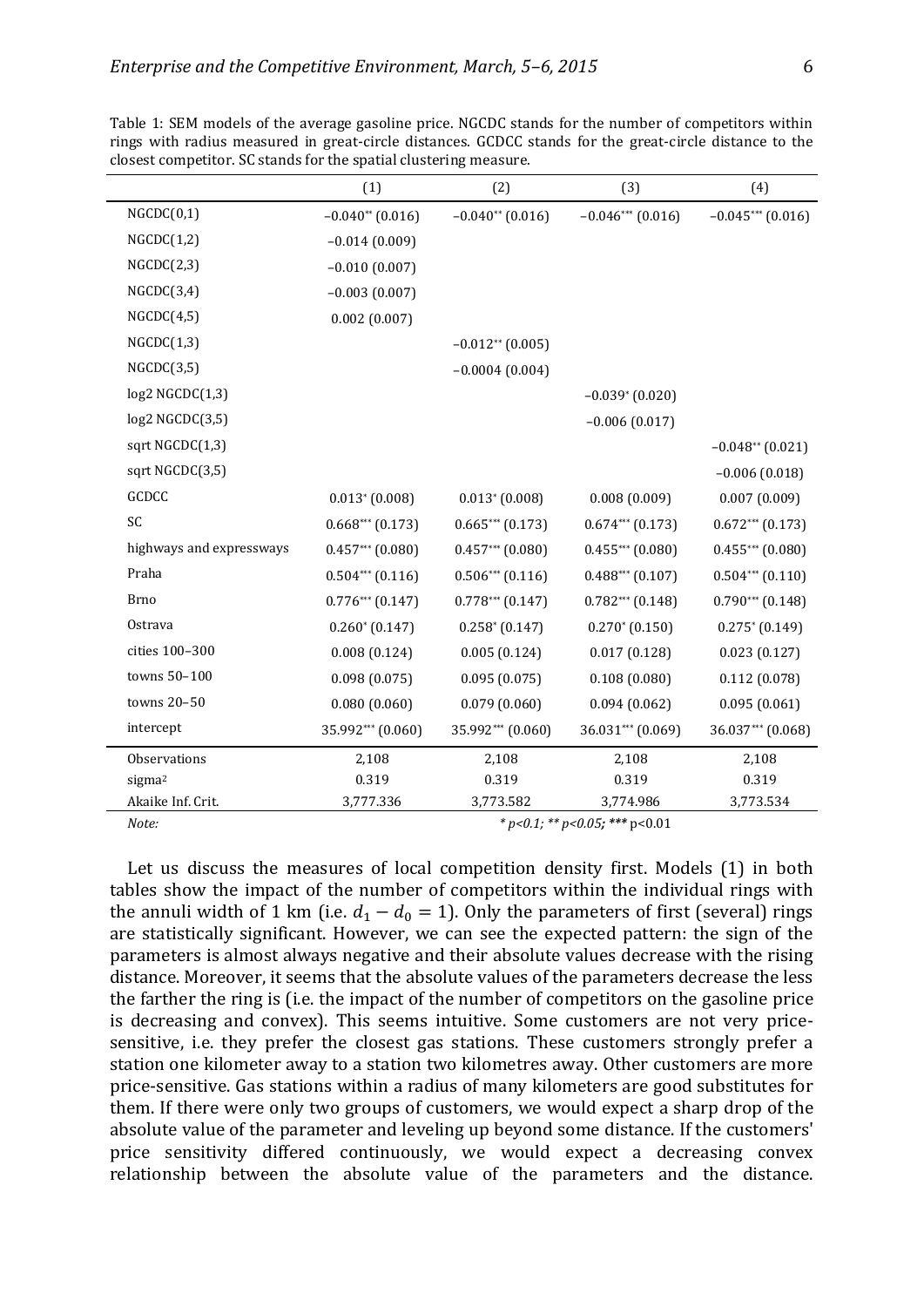Table 1: SEM models of the average gasoline price. NGCDC stands for the number of competitors within rings with radius measured in great-circle distances. GCDCC stands for the great-circle distance to the closest competitor. SC stands for the spatial clustering measure.

| | (1) | (2) | (3) | (4) |
|---|---|---|---|---|
| NGCDC(0,1) | −0.040** (0.016) | −0.040** (0.016) | −0.046*** (0.016) | −0.045*** (0.016) |
| NGCDC(1,2) | −0.014 (0.009) | | | |
| NGCDC(2,3) | −0.010 (0.007) | | | |
| NGCDC(3,4) | −0.003 (0.007) | | | |
| NGCDC(4,5) | 0.002 (0.007) | | | |
| NGCDC(1,3) | | −0.012** (0.005) | | |
| NGCDC(3,5) | | −0.0004 (0.004) | | |
| log2 NGCDC(1,3) | | | −0.039* (0.020) | |
| log2 NGCDC(3,5) | | | −0.006 (0.017) | |
| sqrt NGCDC(1,3) | | | | −0.048** (0.021) |
| sqrt NGCDC(3,5) | | | | −0.006 (0.018) |
| GCDCC | 0.013* (0.008) | 0.013* (0.008) | 0.008 (0.009) | 0.007 (0.009) |
| SC | 0.668*** (0.173) | 0.665*** (0.173) | 0.674*** (0.173) | 0.672*** (0.173) |
| highways and expressways | 0.457*** (0.080) | 0.457*** (0.080) | 0.455*** (0.080) | 0.455*** (0.080) |
| Praha | 0.504*** (0.116) | 0.506*** (0.116) | 0.488*** (0.107) | 0.504*** (0.110) |
| Brno | 0.776*** (0.147) | 0.778*** (0.147) | 0.782*** (0.148) | 0.790*** (0.148) |
| Ostrava | 0.260* (0.147) | 0.258* (0.147) | 0.270* (0.150) | 0.275* (0.149) |
| cities 100–300 | 0.008 (0.124) | 0.005 (0.124) | 0.017 (0.128) | 0.023 (0.127) |
| towns 50–100 | 0.098 (0.075) | 0.095 (0.075) | 0.108 (0.080) | 0.112 (0.078) |
| towns 20–50 | 0.080 (0.060) | 0.079 (0.060) | 0.094 (0.062) | 0.095 (0.061) |
| intercept | 35.992*** (0.060) | 35.992*** (0.060) | 36.031*** (0.069) | 36.037*** (0.068) |
| Observations | 2,108 | 2,108 | 2,108 | 2,108 |
| sigma² | 0.319 | 0.319 | 0.319 | 0.319 |
| Akaike Inf. Crit. | 3,777.336 | 3,773.582 | 3,774.986 | 3,773.534 |
| *Note:* | *\* p<0.1; \*\* p<0.05; \*\*\* p<0.01* | | | |

Let us discuss the measures of local competition density first. Models (1) in both tables show the impact of the number of competitors within the individual rings with the annuli width of 1 km (i.e. $d_1 - d_0 = 1$). Only the parameters of first (several) rings are statistically significant. However, we can see the expected pattern: the sign of the parameters is almost always negative and their absolute values decrease with the rising distance. Moreover, it seems that the absolute values of the parameters decrease the less the farther the ring is (i.e. the impact of the number of competitors on the gasoline price is decreasing and convex). This seems intuitive. Some customers are not very price-sensitive, i.e. they prefer the closest gas stations. These customers strongly prefer a station one kilometer away to a station two kilometres away. Other customers are more price-sensitive. Gas stations within a radius of many kilometers are good substitutes for them. If there were only two groups of customers, we would expect a sharp drop of the absolute value of the parameter and leveling up beyond some distance. If the customers' price sensitivity differed continuously, we would expect a decreasing convex relationship between the absolute value of the parameters and the distance.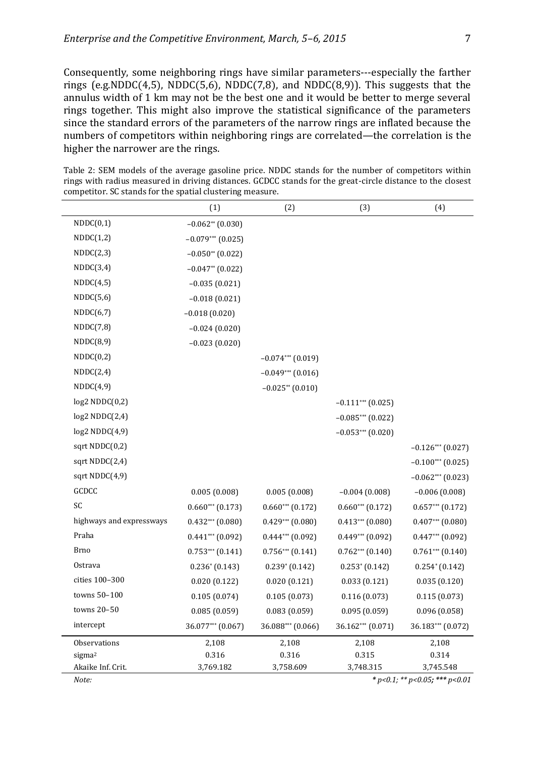Consequently, some neighboring rings have similar parameters---especially the farther rings (e.g.NDDC(4,5), NDDC(5,6), NDDC(7,8), and NDDC(8,9)). This suggests that the annulus width of 1 km may not be the best one and it would be better to merge several rings together. This might also improve the statistical significance of the parameters since the standard errors of the parameters of the narrow rings are inflated because the numbers of competitors within neighboring rings are correlated—the correlation is the higher the narrower are the rings.

Table 2: SEM models of the average gasoline price. NDDC stands for the number of competitors within rings with radius measured in driving distances. GCDCC stands for the great-circle distance to the closest competitor. SC stands for the spatial clustering measure.

| | (1) | (2) | (3) | (4) |
|---|---|---|---|---|
| NDDC(0,1) | $-0.062^{**}$ (0.030) | | | |
| NDDC(1,2) | $-0.079^{***}$ (0.025) | | | |
| NDDC(2,3) | $-0.050^{**}$ (0.022) | | | |
| NDDC(3,4) | $-0.047^{**}$ (0.022) | | | |
| NDDC(4,5) | $-0.035$ (0.021) | | | |
| NDDC(5,6) | $-0.018$ (0.021) | | | |
| NDDC(6,7) | $-0.018$ (0.020) | | | |
| NDDC(7,8) | $-0.024$ (0.020) | | | |
| NDDC(8,9) | $-0.023$ (0.020) | | | |
| NDDC(0,2) | | $-0.074^{***}$ (0.019) | | |
| NDDC(2,4) | | $-0.049^{***}$ (0.016) | | |
| NDDC(4,9) | | $-0.025^{**}$ (0.010) | | |
| log2 NDDC(0,2) | | | $-0.111^{***}$ (0.025) | |
| log2 NDDC(2,4) | | | $-0.085^{***}$ (0.022) | |
| log2 NDDC(4,9) | | | $-0.053^{***}$ (0.020) | |
| sqrt NDDC(0,2) | | | | $-0.126^{***}$ (0.027) |
| sqrt NDDC(2,4) | | | | $-0.100^{***}$ (0.025) |
| sqrt NDDC(4,9) | | | | $-0.062^{***}$ (0.023) |
| GCDCC | 0.005 (0.008) | 0.005 (0.008) | $-0.004$ (0.008) | $-0.006$ (0.008) |
| SC | $0.660^{***}$ (0.173) | $0.660^{***}$ (0.172) | $0.660^{***}$ (0.172) | $0.657^{***}$ (0.172) |
| highways and expressways | $0.432^{***}$ (0.080) | $0.429^{***}$ (0.080) | $0.413^{***}$ (0.080) | $0.407^{***}$ (0.080) |
| Praha | $0.441^{***}$ (0.092) | $0.444^{***}$ (0.092) | $0.449^{***}$ (0.092) | $0.447^{***}$ (0.092) |
| Brno | $0.753^{***}$ (0.141) | $0.756^{***}$ (0.141) | $0.762^{***}$ (0.140) | $0.761^{***}$ (0.140) |
| Ostrava | $0.236^{*}$ (0.143) | $0.239^{*}$ (0.142) | $0.253^{*}$ (0.142) | $0.254^{*}$ (0.142) |
| cities 100–300 | 0.020 (0.122) | 0.020 (0.121) | 0.033 (0.121) | 0.035 (0.120) |
| towns 50–100 | 0.105 (0.074) | 0.105 (0.073) | 0.116 (0.073) | 0.115 (0.073) |
| towns 20–50 | 0.085 (0.059) | 0.083 (0.059) | 0.095 (0.059) | 0.096 (0.058) |
| intercept | $36.077^{***}$ (0.067) | $36.088^{***}$ (0.066) | $36.162^{***}$ (0.071) | $36.183^{***}$ (0.072) |
| Observations | 2,108 | 2,108 | 2,108 | 2,108 |
| $\text{sigma}^2$ | 0.316 | 0.316 | 0.315 | 0.314 |
| Akaike Inf. Crit. | 3,769.182 | 3,758.609 | 3,748.315 | 3,745.548 |

*Note:* * $p<0.1$; ** $p<0.05$; *** $p<0.01$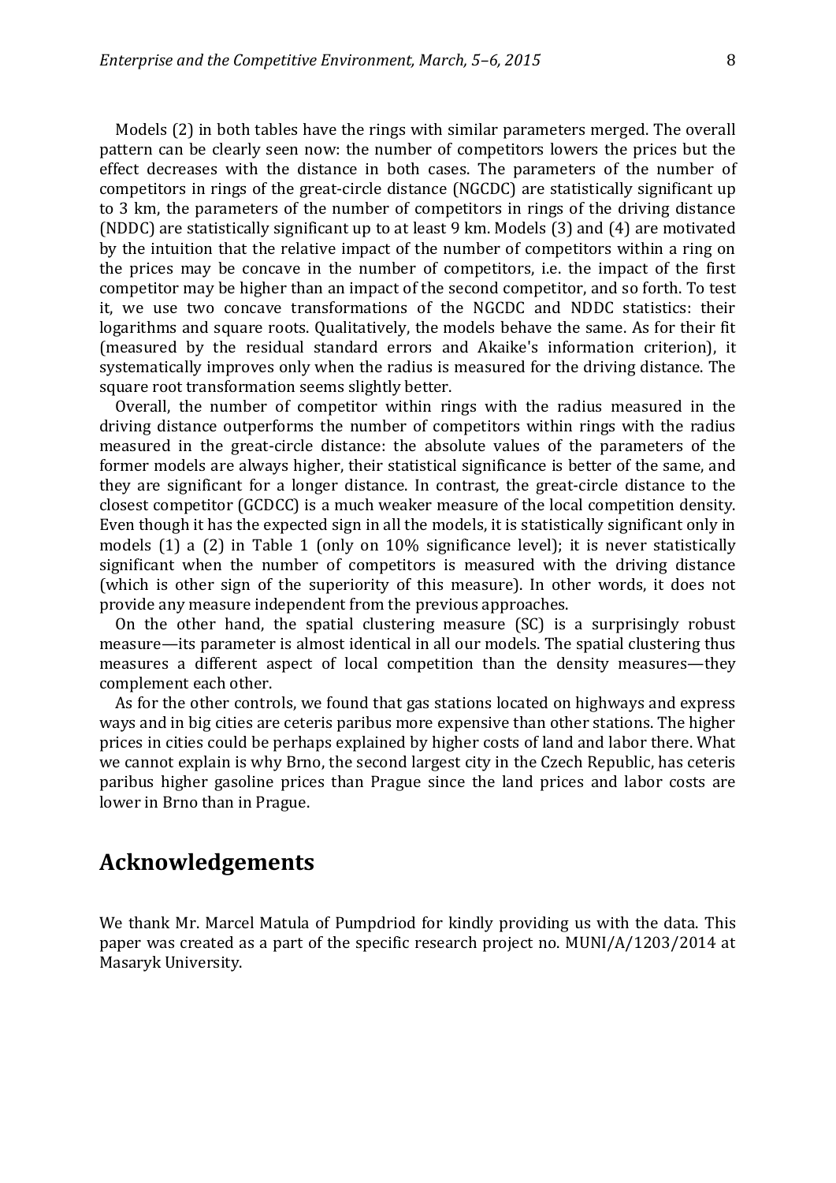Models (2) in both tables have the rings with similar parameters merged. The overall pattern can be clearly seen now: the number of competitors lowers the prices but the effect decreases with the distance in both cases. The parameters of the number of competitors in rings of the great-circle distance (NGCDC) are statistically significant up to 3 km, the parameters of the number of competitors in rings of the driving distance (NDDC) are statistically significant up to at least 9 km. Models (3) and (4) are motivated by the intuition that the relative impact of the number of competitors within a ring on the prices may be concave in the number of competitors, i.e. the impact of the first competitor may be higher than an impact of the second competitor, and so forth. To test it, we use two concave transformations of the NGCDC and NDDC statistics: their logarithms and square roots. Qualitatively, the models behave the same. As for their fit (measured by the residual standard errors and Akaike's information criterion), it systematically improves only when the radius is measured for the driving distance. The square root transformation seems slightly better.

Overall, the number of competitor within rings with the radius measured in the driving distance outperforms the number of competitors within rings with the radius measured in the great-circle distance: the absolute values of the parameters of the former models are always higher, their statistical significance is better of the same, and they are significant for a longer distance. In contrast, the great-circle distance to the closest competitor (GCDCC) is a much weaker measure of the local competition density. Even though it has the expected sign in all the models, it is statistically significant only in models (1) a (2) in Table 1 (only on 10% significance level); it is never statistically significant when the number of competitors is measured with the driving distance (which is other sign of the superiority of this measure). In other words, it does not provide any measure independent from the previous approaches.

On the other hand, the spatial clustering measure (SC) is a surprisingly robust measure—its parameter is almost identical in all our models. The spatial clustering thus measures a different aspect of local competition than the density measures—they complement each other.

As for the other controls, we found that gas stations located on highways and express ways and in big cities are ceteris paribus more expensive than other stations. The higher prices in cities could be perhaps explained by higher costs of land and labor there. What we cannot explain is why Brno, the second largest city in the Czech Republic, has ceteris paribus higher gasoline prices than Prague since the land prices and labor costs are lower in Brno than in Prague.

## Acknowledgements

We thank Mr. Marcel Matula of Pumpdriod for kindly providing us with the data. This paper was created as a part of the specific research project no. MUNI/A/1203/2014 at Masaryk University.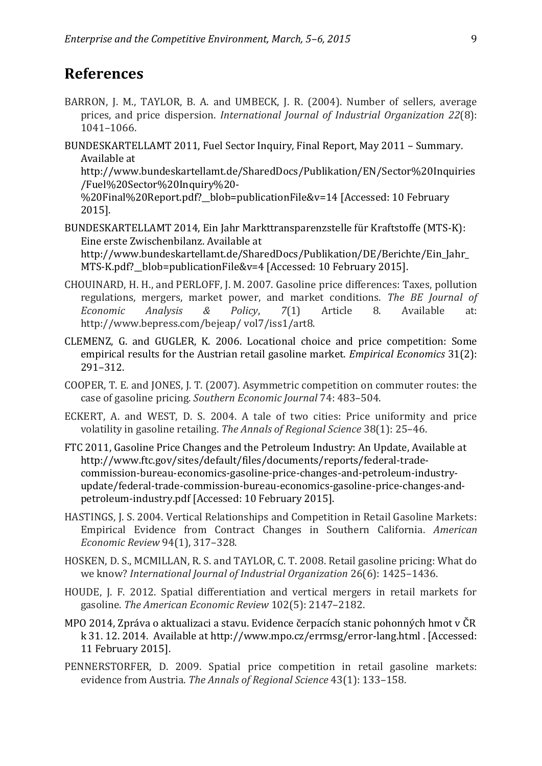## References

BARRON, J. M., TAYLOR, B. A. and UMBECK, J. R. (2004). Number of sellers, average prices, and price dispersion. *International Journal of Industrial Organization 22*(8): 1041–1066.

BUNDESKARTELLAMT 2011, Fuel Sector Inquiry, Final Report, May 2011 – Summary. Available at http://www.bundeskartellamt.de/SharedDocs/Publikation/EN/Sector%20Inquiries/Fuel%20Sector%20Inquiry%20-%20Final%20Report.pdf?__blob=publicationFile&v=14 [Accessed: 10 February 2015].

BUNDESKARTELLAMT 2014, Ein Jahr Markttransparenzstelle für Kraftstoffe (MTS-K): Eine erste Zwischenbilanz. Available at http://www.bundeskartellamt.de/SharedDocs/Publikation/DE/Berichte/Ein_Jahr_MTS-K.pdf?__blob=publicationFile&v=4 [Accessed: 10 February 2015].

CHOUINARD, H. H., and PERLOFF, J. M. 2007. Gasoline price differences: Taxes, pollution regulations, mergers, market power, and market conditions. *The BE Journal of Economic Analysis & Policy*, *7*(1) Article 8. Available at: http://www.bepress.com/bejeap/ vol7/iss1/art8.

CLEMENZ, G. and GUGLER, K. 2006. Locational choice and price competition: Some empirical results for the Austrian retail gasoline market. *Empirical Economics* 31(2): 291–312.

COOPER, T. E. and JONES, J. T. (2007). Asymmetric competition on commuter routes: the case of gasoline pricing. *Southern Economic Journal* 74: 483–504.

ECKERT, A. and WEST, D. S. 2004. A tale of two cities: Price uniformity and price volatility in gasoline retailing. *The Annals of Regional Science* 38(1): 25–46.

FTC 2011, Gasoline Price Changes and the Petroleum Industry: An Update, Available at http://www.ftc.gov/sites/default/files/documents/reports/federal-trade-commission-bureau-economics-gasoline-price-changes-and-petroleum-industry-update/federal-trade-commission-bureau-economics-gasoline-price-changes-and-petroleum-industry.pdf [Accessed: 10 February 2015].

HASTINGS, J. S. 2004. Vertical Relationships and Competition in Retail Gasoline Markets: Empirical Evidence from Contract Changes in Southern California. *American Economic Review* 94(1), 317–328.

HOSKEN, D. S., MCMILLAN, R. S. and TAYLOR, C. T. 2008. Retail gasoline pricing: What do we know? *International Journal of Industrial Organization* 26(6): 1425–1436.

HOUDE, J. F. 2012. Spatial differentiation and vertical mergers in retail markets for gasoline. *The American Economic Review* 102(5): 2147–2182.

MPO 2014, Zpráva o aktualizaci a stavu. Evidence čerpacích stanic pohonných hmot v ČR k 31. 12. 2014. Available at http://www.mpo.cz/errmsg/error-lang.html . [Accessed: 11 February 2015].

PENNERSTORFER, D. 2009. Spatial price competition in retail gasoline markets: evidence from Austria. *The Annals of Regional Science* 43(1): 133–158.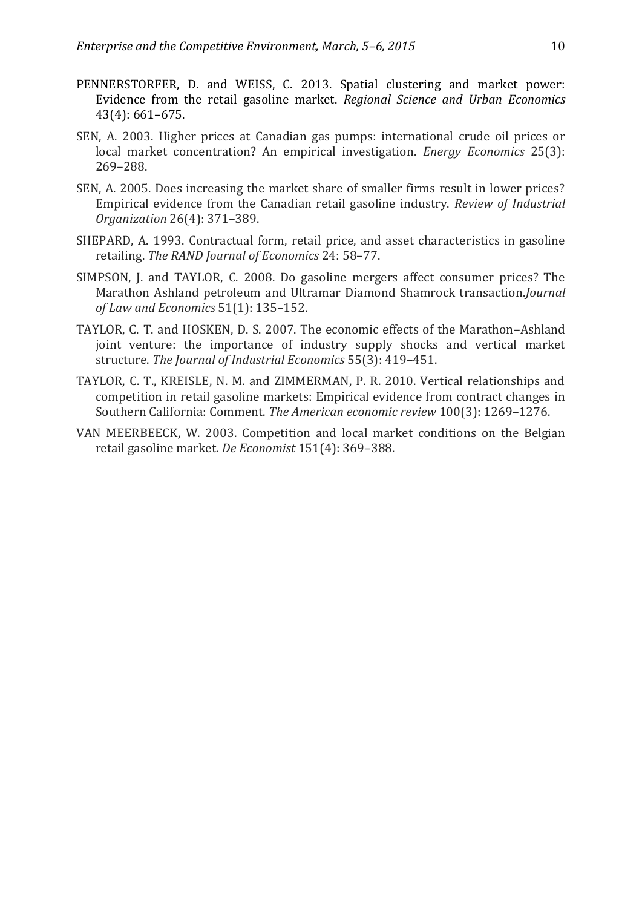PENNERSTORFER, D. and WEISS, C. 2013. Spatial clustering and market power: Evidence from the retail gasoline market. *Regional Science and Urban Economics* 43(4): 661–675.

SEN, A. 2003. Higher prices at Canadian gas pumps: international crude oil prices or local market concentration? An empirical investigation. *Energy Economics* 25(3): 269–288.

SEN, A. 2005. Does increasing the market share of smaller firms result in lower prices? Empirical evidence from the Canadian retail gasoline industry. *Review of Industrial Organization* 26(4): 371–389.

SHEPARD, A. 1993. Contractual form, retail price, and asset characteristics in gasoline retailing. *The RAND Journal of Economics* 24: 58–77.

SIMPSON, J. and TAYLOR, C. 2008. Do gasoline mergers affect consumer prices? The Marathon Ashland petroleum and Ultramar Diamond Shamrock transaction.*Journal of Law and Economics* 51(1): 135–152.

TAYLOR, C. T. and HOSKEN, D. S. 2007. The economic effects of the Marathon–Ashland joint venture: the importance of industry supply shocks and vertical market structure. *The Journal of Industrial Economics* 55(3): 419–451.

TAYLOR, C. T., KREISLE, N. M. and ZIMMERMAN, P. R. 2010. Vertical relationships and competition in retail gasoline markets: Empirical evidence from contract changes in Southern California: Comment. *The American economic review* 100(3): 1269–1276.

VAN MEERBEECK, W. 2003. Competition and local market conditions on the Belgian retail gasoline market. *De Economist* 151(4): 369–388.